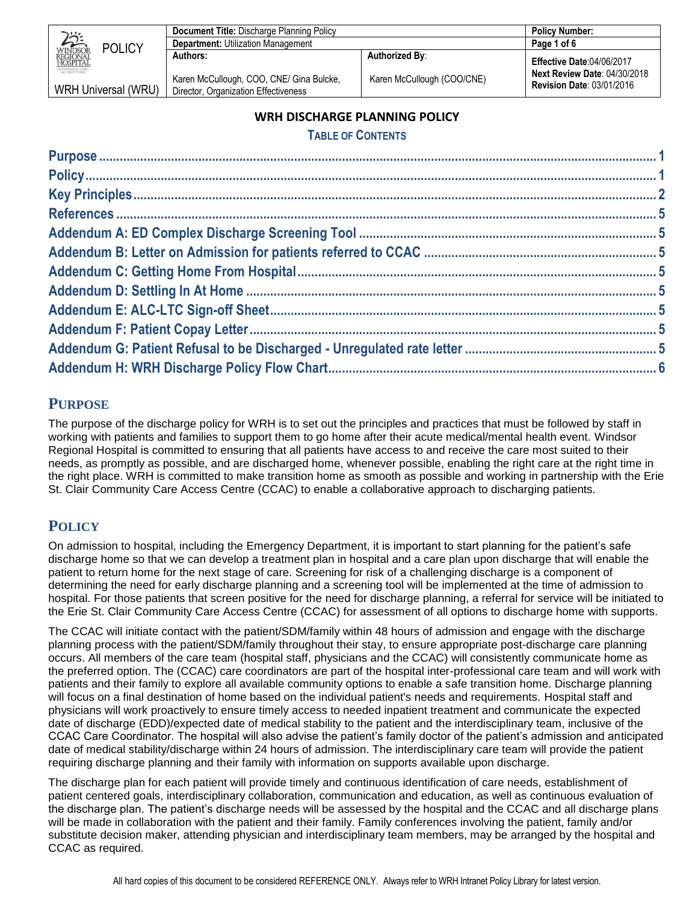| POLICY | **Document Title:** Discharge Planning Policy | | **Policy Number:** |
|---|---|---|---|
| | **Department:** Utilization Management | | |
| | **Authors:** Karen McCullough, COO, CNE/ Gina Bulcke, Director, Organization Effectiveness | **Authorized By**: Karen McCullough (COO/CNE) | **Effective Date**:04/06/2017 **Next Review Date**: 04/30/2018 **Revision Date**: 03/01/2016 |
| WRH Universal (WRU) | | | |

# WRH DISCHARGE PLANNING POLICY

## TABLE OF CONTENTS

- Purpose ..... 1
- Policy ..... 1
- Key Principles ..... 2
- References ..... 5
- Addendum A: ED Complex Discharge Screening Tool ..... 5
- Addendum B: Letter on Admission for patients referred to CCAC ..... 5
- Addendum C: Getting Home From Hospital ..... 5
- Addendum D: Settling In At Home ..... 5
- Addendum E: ALC-LTC Sign-off Sheet ..... 5
- Addendum F: Patient Copay Letter ..... 5
- Addendum G: Patient Refusal to be Discharged - Unregulated rate letter ..... 5
- Addendum H: WRH Discharge Policy Flow Chart ..... 6

## PURPOSE

The purpose of the discharge policy for WRH is to set out the principles and practices that must be followed by staff in working with patients and families to support them to go home after their acute medical/mental health event. Windsor Regional Hospital is committed to ensuring that all patients have access to and receive the care most suited to their needs, as promptly as possible, and are discharged home, whenever possible, enabling the right care at the right time in the right place. WRH is committed to make transition home as smooth as possible and working in partnership with the Erie St. Clair Community Care Access Centre (CCAC) to enable a collaborative approach to discharging patients.

## POLICY

On admission to hospital, including the Emergency Department, it is important to start planning for the patient's safe discharge home so that we can develop a treatment plan in hospital and a care plan upon discharge that will enable the patient to return home for the next stage of care. Screening for risk of a challenging discharge is a component of determining the need for early discharge planning and a screening tool will be implemented at the time of admission to hospital. For those patients that screen positive for the need for discharge planning, a referral for service will be initiated to the Erie St. Clair Community Care Access Centre (CCAC) for assessment of all options to discharge home with supports.

The CCAC will initiate contact with the patient/SDM/family within 48 hours of admission and engage with the discharge planning process with the patient/SDM/family throughout their stay, to ensure appropriate post-discharge care planning occurs. All members of the care team (hospital staff, physicians and the CCAC) will consistently communicate home as the preferred option. The (CCAC) care coordinators are part of the hospital inter-professional care team and will work with patients and their family to explore all available community options to enable a safe transition home. Discharge planning will focus on a final destination of home based on the individual patient's needs and requirements. Hospital staff and physicians will work proactively to ensure timely access to needed inpatient treatment and communicate the expected date of discharge (EDD)/expected date of medical stability to the patient and the interdisciplinary team, inclusive of the CCAC Care Coordinator. The hospital will also advise the patient's family doctor of the patient's admission and anticipated date of medical stability/discharge within 24 hours of admission. The interdisciplinary care team will provide the patient requiring discharge planning and their family with information on supports available upon discharge.

The discharge plan for each patient will provide timely and continuous identification of care needs, establishment of patient centered goals, interdisciplinary collaboration, communication and education, as well as continuous evaluation of the discharge plan. The patient's discharge needs will be assessed by the hospital and the CCAC and all discharge plans will be made in collaboration with the patient and their family. Family conferences involving the patient, family and/or substitute decision maker, attending physician and interdisciplinary team members, may be arranged by the hospital and CCAC as required.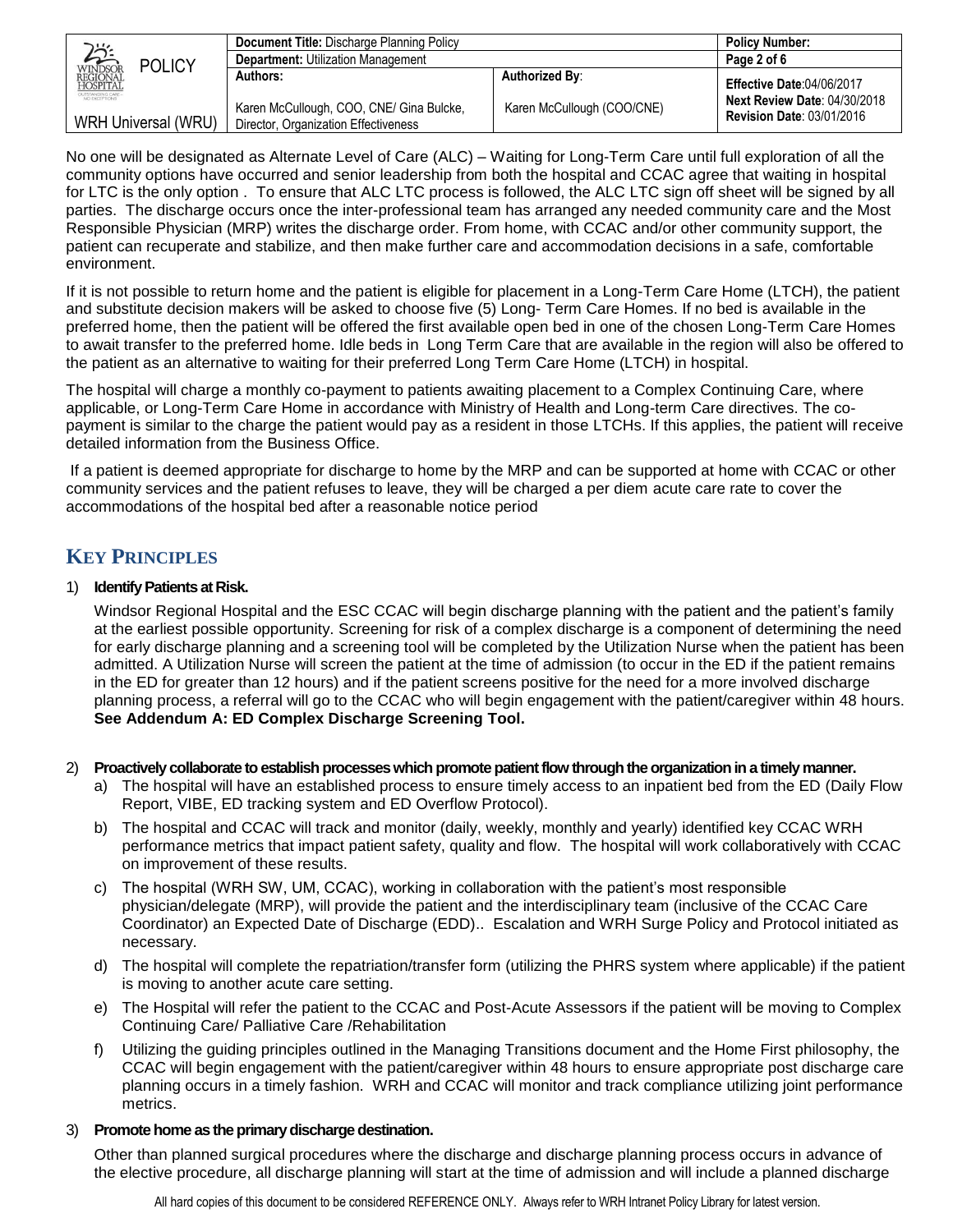No one will be designated as Alternate Level of Care (ALC) – Waiting for Long-Term Care until full exploration of all the community options have occurred and senior leadership from both the hospital and CCAC agree that waiting in hospital for LTC is the only option . To ensure that ALC LTC process is followed, the ALC LTC sign off sheet will be signed by all parties. The discharge occurs once the inter-professional team has arranged any needed community care and the Most Responsible Physician (MRP) writes the discharge order. From home, with CCAC and/or other community support, the patient can recuperate and stabilize, and then make further care and accommodation decisions in a safe, comfortable environment.

If it is not possible to return home and the patient is eligible for placement in a Long-Term Care Home (LTCH), the patient and substitute decision makers will be asked to choose five (5) Long- Term Care Homes. If no bed is available in the preferred home, then the patient will be offered the first available open bed in one of the chosen Long-Term Care Homes to await transfer to the preferred home. Idle beds in Long Term Care that are available in the region will also be offered to the patient as an alternative to waiting for their preferred Long Term Care Home (LTCH) in hospital.

The hospital will charge a monthly co-payment to patients awaiting placement to a Complex Continuing Care, where applicable, or Long-Term Care Home in accordance with Ministry of Health and Long-term Care directives. The co-payment is similar to the charge the patient would pay as a resident in those LTCHs. If this applies, the patient will receive detailed information from the Business Office.

If a patient is deemed appropriate for discharge to home by the MRP and can be supported at home with CCAC or other community services and the patient refuses to leave, they will be charged a per diem acute care rate to cover the accommodations of the hospital bed after a reasonable notice period

## Key Principles

1) **Identify Patients at Risk.**

   Windsor Regional Hospital and the ESC CCAC will begin discharge planning with the patient and the patient's family at the earliest possible opportunity. Screening for risk of a complex discharge is a component of determining the need for early discharge planning and a screening tool will be completed by the Utilization Nurse when the patient has been admitted. A Utilization Nurse will screen the patient at the time of admission (to occur in the ED if the patient remains in the ED for greater than 12 hours) and if the patient screens positive for the need for a more involved discharge planning process, a referral will go to the CCAC who will begin engagement with the patient/caregiver within 48 hours. **See Addendum A: ED Complex Discharge Screening Tool.**

2) **Proactively collaborate to establish processes which promote patient flow through the organization in a timely manner.**
   a) The hospital will have an established process to ensure timely access to an inpatient bed from the ED (Daily Flow Report, VIBE, ED tracking system and ED Overflow Protocol).
   b) The hospital and CCAC will track and monitor (daily, weekly, monthly and yearly) identified key CCAC WRH performance metrics that impact patient safety, quality and flow. The hospital will work collaboratively with CCAC on improvement of these results.
   c) The hospital (WRH SW, UM, CCAC), working in collaboration with the patient's most responsible physician/delegate (MRP), will provide the patient and the interdisciplinary team (inclusive of the CCAC Care Coordinator) an Expected Date of Discharge (EDD).. Escalation and WRH Surge Policy and Protocol initiated as necessary.
   d) The hospital will complete the repatriation/transfer form (utilizing the PHRS system where applicable) if the patient is moving to another acute care setting.
   e) The Hospital will refer the patient to the CCAC and Post-Acute Assessors if the patient will be moving to Complex Continuing Care/ Palliative Care /Rehabilitation
   f) Utilizing the guiding principles outlined in the Managing Transitions document and the Home First philosophy, the CCAC will begin engagement with the patient/caregiver within 48 hours to ensure appropriate post discharge care planning occurs in a timely fashion. WRH and CCAC will monitor and track compliance utilizing joint performance metrics.

3) **Promote home as the primary discharge destination.**

   Other than planned surgical procedures where the discharge and discharge planning process occurs in advance of the elective procedure, all discharge planning will start at the time of admission and will include a planned discharge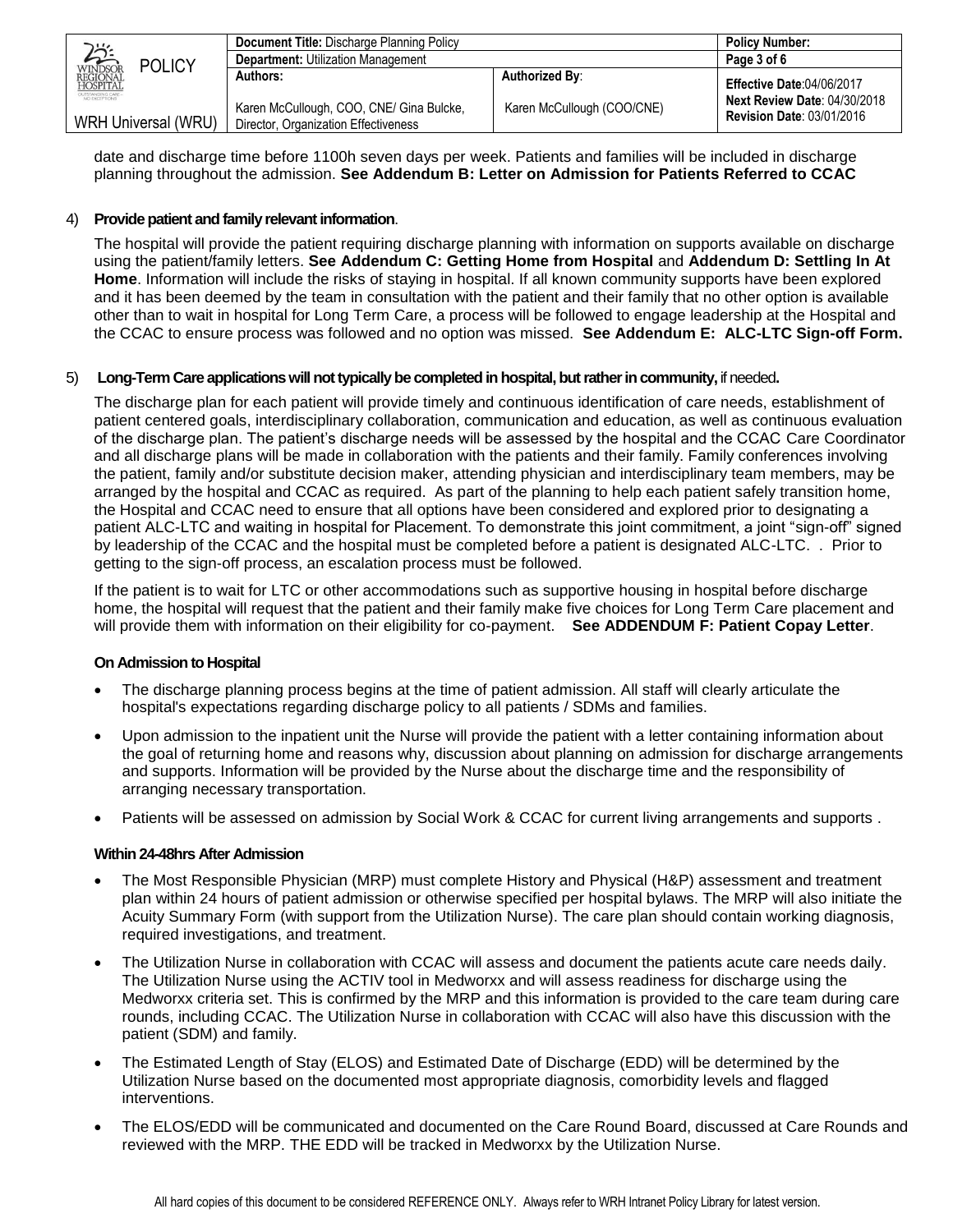date and discharge time before 1100h seven days per week. Patients and families will be included in discharge planning throughout the admission. **See Addendum B: Letter on Admission for Patients Referred to CCAC**

4) **Provide patient and family relevant information**.

The hospital will provide the patient requiring discharge planning with information on supports available on discharge using the patient/family letters. **See Addendum C: Getting Home from Hospital** and **Addendum D: Settling In At Home**. Information will include the risks of staying in hospital. If all known community supports have been explored and it has been deemed by the team in consultation with the patient and their family that no other option is available other than to wait in hospital for Long Term Care, a process will be followed to engage leadership at the Hospital and the CCAC to ensure process was followed and no option was missed. **See Addendum E: ALC-LTC Sign-off Form.**

5) **Long-Term Care applications will not typically be completed in hospital, but rather in community,** if needed**.**

The discharge plan for each patient will provide timely and continuous identification of care needs, establishment of patient centered goals, interdisciplinary collaboration, communication and education, as well as continuous evaluation of the discharge plan. The patient's discharge needs will be assessed by the hospital and the CCAC Care Coordinator and all discharge plans will be made in collaboration with the patients and their family. Family conferences involving the patient, family and/or substitute decision maker, attending physician and interdisciplinary team members, may be arranged by the hospital and CCAC as required. As part of the planning to help each patient safely transition home, the Hospital and CCAC need to ensure that all options have been considered and explored prior to designating a patient ALC-LTC and waiting in hospital for Placement. To demonstrate this joint commitment, a joint "sign-off" signed by leadership of the CCAC and the hospital must be completed before a patient is designated ALC-LTC. . Prior to getting to the sign-off process, an escalation process must be followed.

If the patient is to wait for LTC or other accommodations such as supportive housing in hospital before discharge home, the hospital will request that the patient and their family make five choices for Long Term Care placement and will provide them with information on their eligibility for co-payment. **See ADDENDUM F: Patient Copay Letter**.

**On Admission to Hospital**

- The discharge planning process begins at the time of patient admission. All staff will clearly articulate the hospital's expectations regarding discharge policy to all patients / SDMs and families.
- Upon admission to the inpatient unit the Nurse will provide the patient with a letter containing information about the goal of returning home and reasons why, discussion about planning on admission for discharge arrangements and supports. Information will be provided by the Nurse about the discharge time and the responsibility of arranging necessary transportation.
- Patients will be assessed on admission by Social Work & CCAC for current living arrangements and supports .

**Within 24-48hrs After Admission**

- The Most Responsible Physician (MRP) must complete History and Physical (H&P) assessment and treatment plan within 24 hours of patient admission or otherwise specified per hospital bylaws. The MRP will also initiate the Acuity Summary Form (with support from the Utilization Nurse). The care plan should contain working diagnosis, required investigations, and treatment.
- The Utilization Nurse in collaboration with CCAC will assess and document the patients acute care needs daily. The Utilization Nurse using the ACTIV tool in Medworxx and will assess readiness for discharge using the Medworxx criteria set. This is confirmed by the MRP and this information is provided to the care team during care rounds, including CCAC. The Utilization Nurse in collaboration with CCAC will also have this discussion with the patient (SDM) and family.
- The Estimated Length of Stay (ELOS) and Estimated Date of Discharge (EDD) will be determined by the Utilization Nurse based on the documented most appropriate diagnosis, comorbidity levels and flagged interventions.
- The ELOS/EDD will be communicated and documented on the Care Round Board, discussed at Care Rounds and reviewed with the MRP. THE EDD will be tracked in Medworxx by the Utilization Nurse.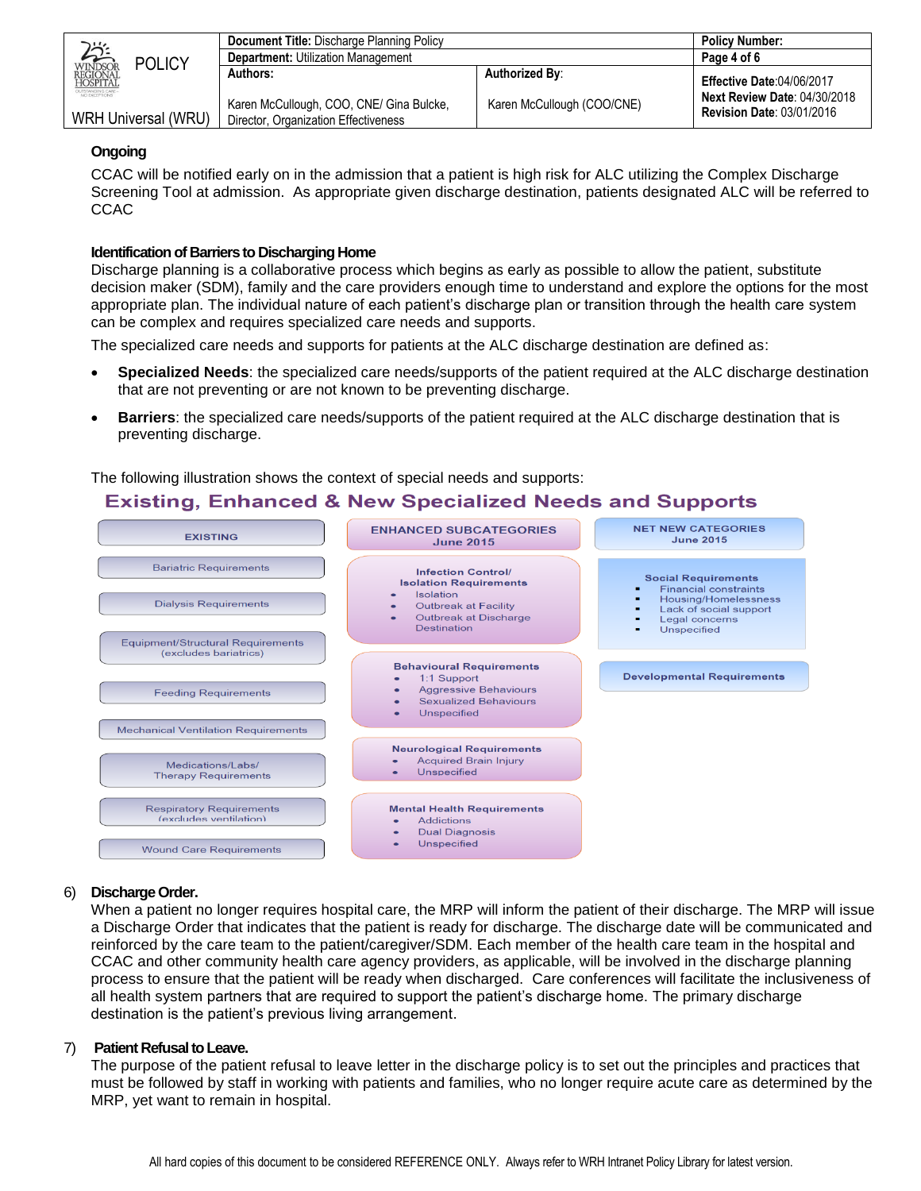**Ongoing**

CCAC will be notified early on in the admission that a patient is high risk for ALC utilizing the Complex Discharge Screening Tool at admission. As appropriate given discharge destination, patients designated ALC will be referred to CCAC

**Identification of Barriers to Discharging Home**

Discharge planning is a collaborative process which begins as early as possible to allow the patient, substitute decision maker (SDM), family and the care providers enough time to understand and explore the options for the most appropriate plan. The individual nature of each patient's discharge plan or transition through the health care system can be complex and requires specialized care needs and supports.

The specialized care needs and supports for patients at the ALC discharge destination are defined as:

- **Specialized Needs**: the specialized care needs/supports of the patient required at the ALC discharge destination that are not preventing or are not known to be preventing discharge.
- **Barriers**: the specialized care needs/supports of the patient required at the ALC discharge destination that is preventing discharge.

The following illustration shows the context of special needs and supports:

**Existing, Enhanced & New Specialized Needs and Supports**

| EXISTING | ENHANCED SUBCATEGORIES June 2015 | NET NEW CATEGORIES June 2015 |
|---|---|---|
| Bariatric Requirements | Infection Control/ Isolation Requirements<br>• Isolation<br>• Outbreak at Facility<br>• Outbreak at Discharge Destination | Social Requirements<br>• Financial constraints<br>• Housing/Homelessness<br>• Lack of social support<br>• Legal concerns<br>• Unspecified |
| Dialysis Requirements | | |
| Equipment/Structural Requirements (excludes bariatrics) | | |
| Feeding Requirements | Behavioural Requirements<br>• 1:1 Support<br>• Aggressive Behaviours<br>• Sexualized Behaviours<br>• Unspecified | Developmental Requirements |
| Mechanical Ventilation Requirements | | |
| Medications/Labs/ Therapy Requirements | Neurological Requirements<br>• Acquired Brain Injury<br>• Unspecified | |
| Respiratory Requirements (excludes ventilation) | Mental Health Requirements<br>• Addictions<br>• Dual Diagnosis<br>• Unspecified | |
| Wound Care Requirements | | |

6) **Discharge Order.**

When a patient no longer requires hospital care, the MRP will inform the patient of their discharge. The MRP will issue a Discharge Order that indicates that the patient is ready for discharge. The discharge date will be communicated and reinforced by the care team to the patient/caregiver/SDM. Each member of the health care team in the hospital and CCAC and other community health care agency providers, as applicable, will be involved in the discharge planning process to ensure that the patient will be ready when discharged. Care conferences will facilitate the inclusiveness of all health system partners that are required to support the patient's discharge home. The primary discharge destination is the patient's previous living arrangement.

7) **Patient Refusal to Leave.**

The purpose of the patient refusal to leave letter in the discharge policy is to set out the principles and practices that must be followed by staff in working with patients and families, who no longer require acute care as determined by the MRP, yet want to remain in hospital.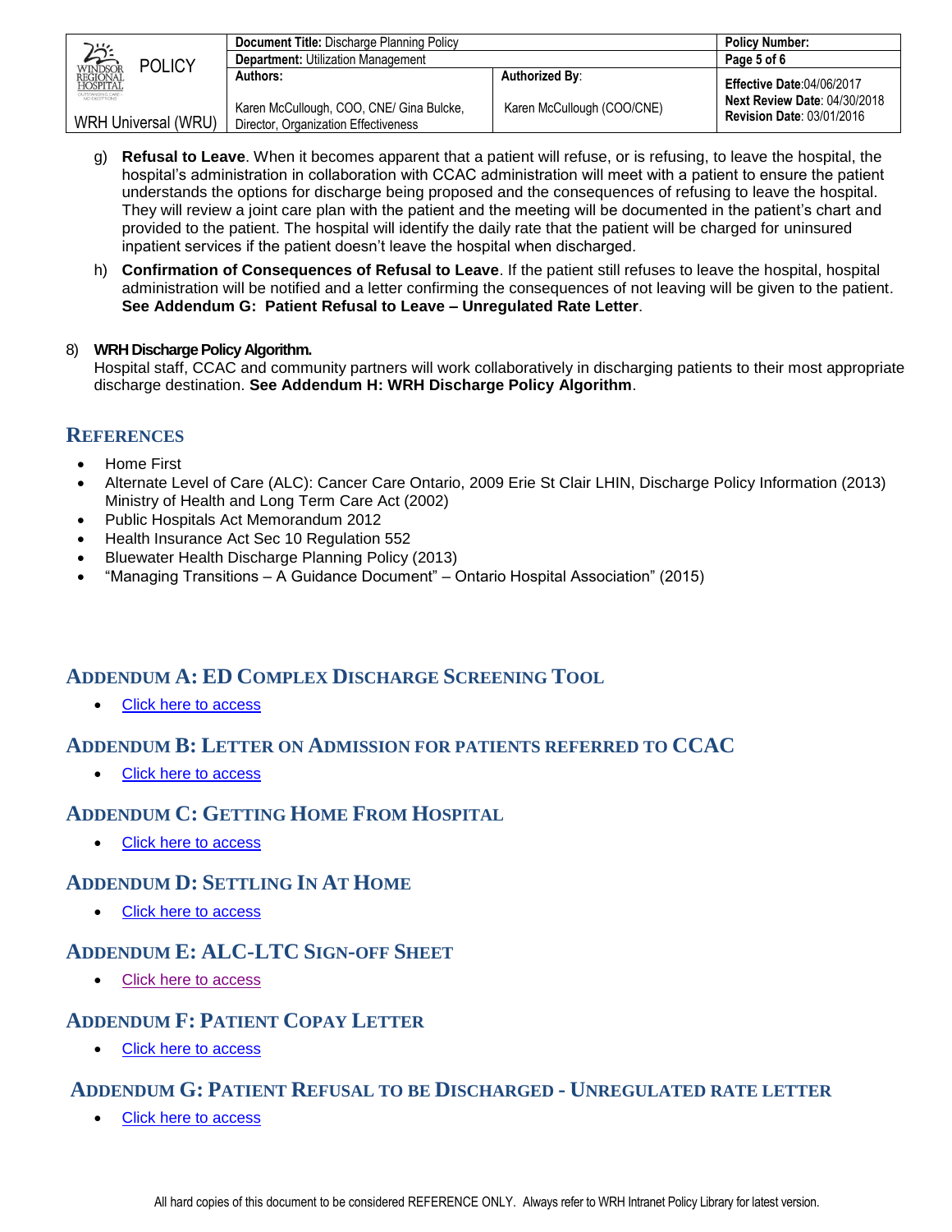g) **Refusal to Leave**. When it becomes apparent that a patient will refuse, or is refusing, to leave the hospital, the hospital's administration in collaboration with CCAC administration will meet with a patient to ensure the patient understands the options for discharge being proposed and the consequences of refusing to leave the hospital. They will review a joint care plan with the patient and the meeting will be documented in the patient's chart and provided to the patient. The hospital will identify the daily rate that the patient will be charged for uninsured inpatient services if the patient doesn't leave the hospital when discharged.

h) **Confirmation of Consequences of Refusal to Leave**. If the patient still refuses to leave the hospital, hospital administration will be notified and a letter confirming the consequences of not leaving will be given to the patient. **See Addendum G: Patient Refusal to Leave – Unregulated Rate Letter**.

8) **WRH Discharge Policy Algorithm.**
Hospital staff, CCAC and community partners will work collaboratively in discharging patients to their most appropriate discharge destination. **See Addendum H: WRH Discharge Policy Algorithm**.

## References

- Home First
- Alternate Level of Care (ALC): Cancer Care Ontario, 2009 Erie St Clair LHIN, Discharge Policy Information (2013) Ministry of Health and Long Term Care Act (2002)
- Public Hospitals Act Memorandum 2012
- Health Insurance Act Sec 10 Regulation 552
- Bluewater Health Discharge Planning Policy (2013)
- "Managing Transitions – A Guidance Document" – Ontario Hospital Association" (2015)

## Addendum A: ED Complex Discharge Screening Tool

- Click here to access

## Addendum B: Letter on Admission for patients referred to CCAC

- Click here to access

## Addendum C: Getting Home From Hospital

- Click here to access

## Addendum D: Settling In At Home

- Click here to access

## Addendum E: ALC-LTC Sign-off Sheet

- Click here to access

## Addendum F: Patient Copay Letter

- Click here to access

## Addendum G: Patient Refusal to be Discharged - Unregulated rate letter

- Click here to access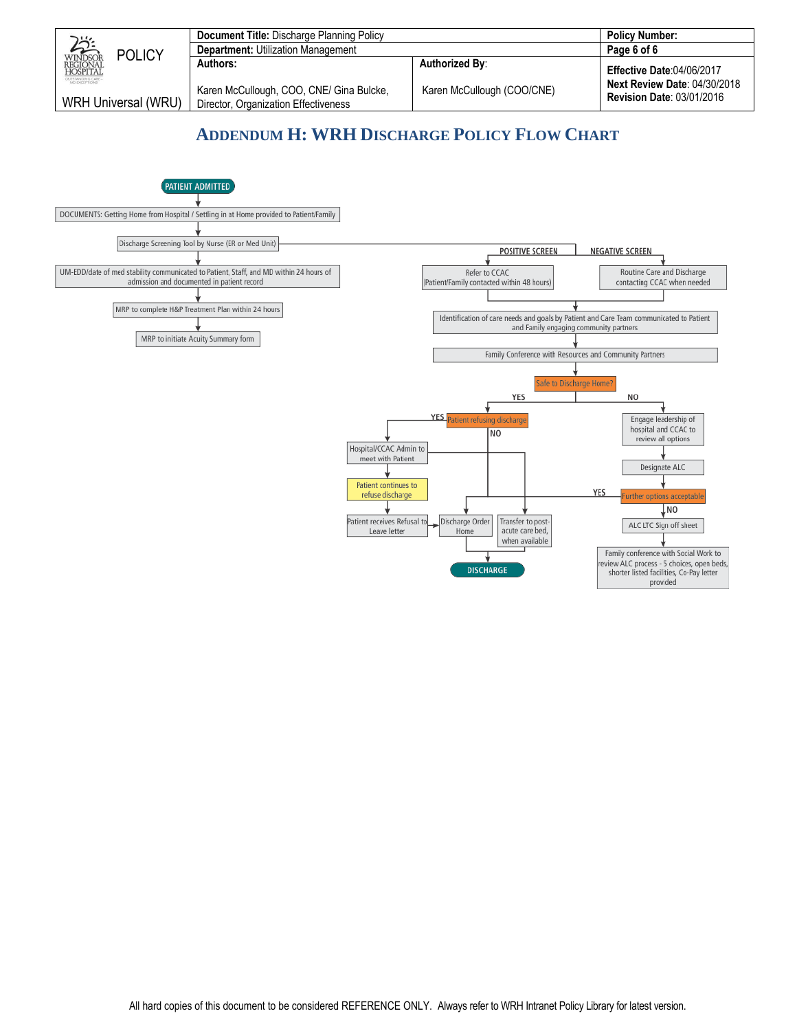## ADDENDUM H: WRH DISCHARGE POLICY FLOW CHART

PATIENT ADMITTED

DOCUMENTS: Getting Home from Hospital / Settling in at Home provided to Patient/Family

Discharge Screening Tool by Nurse (ER or Med Unit)

UM-EDD/date of med stability communicated to Patient, Staff, and MD within 24 hours of admission and documented in patient record

MRP to complete H&P Treatment Plan within 24 hours

MRP to initiate Acuity Summary form

POSITIVE SCREEN

NEGATIVE SCREEN

Refer to CCAC (Patient/Family contacted within 48 hours)

Routine Care and Discharge contacting CCAC when needed

Identification of care needs and goals by Patient and Care Team communicated to Patient and Family engaging community partners

Family Conference with Resources and Community Partners

Safe to Discharge Home?

YES

NO

Patient refusing discharge

YES

NO

Hospital/CCAC Admin to meet with Patient

Patient continues to refuse discharge

Patient receives Refusal to Leave letter

Discharge Order Home

Transfer to post-acute care bed, when available

DISCHARGE

Engage leadership of hospital and CCAC to review all options

Designate ALC

Further options acceptable

YES

NO

ALC LTC Sign off sheet

Family conference with Social Work to review ALC process - 5 choices, open beds, shorter listed facilities, Co-Pay letter provided